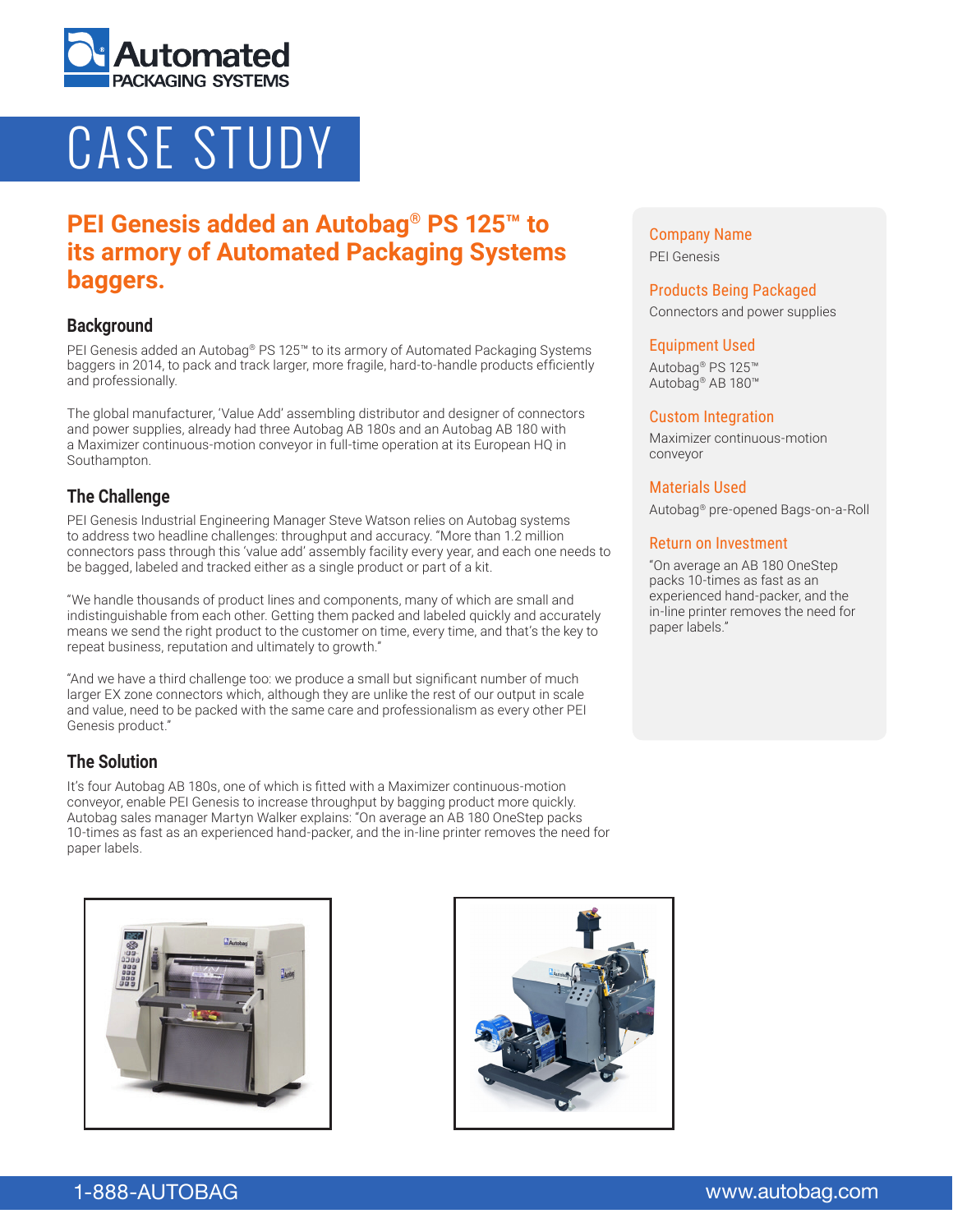# CASE STUDY

## PEI Genesis added an Autobag® PS 125™ to its armory of Automated Packaging Systems baggers.

### Background

PEI Genesis added an Autobag® PS 125™ to its armory of Automated Packaging Systems baggers in 2014, to pack and track larger, more fragile, hard-to-handle products efficiently and professionally.

The global manufacturer, 'Value Add' assembling distributor and designer of connectors and power supplies, already had three Autobag AB 180s and an Autobag AB 180 with a Maximizer continuous-motion conveyor in full-time operation at its European HQ in Southampton.

### The Challenge

PEI Genesis Industrial Engineering Manager Steve Watson relies on Autobag systems to address two headline challenges: throughput and accuracy. "More than 1.2 million connectors pass through this 'value add' assembly facility every year, and each one needs to be bagged, labeled and tracked either as a single product or part of a kit.

"We handle thousands of product lines and components, many of which are small and indistinguishable from each other. Getting them packed and labeled quickly and accurately means we send the right product to the customer on time, every time, and that's the key to repeat business, reputation and ultimately to growth."

"And we have a third challenge too: we produce a small but significant number of much larger EX zone connectors which, although they are unlike the rest of our output in scale and value, need to be packed with the same care and professionalism as every other PEI Genesis product."

### The Solution

It's four Autobag AB 180s, one of which is fitted with a Maximizer continuous-motion conveyor, enable PEI Genesis to increase throughput by bagging product more quickly. Autobag sales manager Martyn Walker explains: "On average an AB 180 OneStep packs 10-times as fast as an experienced hand-packer, and the in-line printer removes the need for paper labels.

**Company Name**
PEI Genesis

**Products Being Packaged**
Connectors and power supplies

**Equipment Used**
Autobag® PS 125™
Autobag® AB 180™

**Custom Integration**
Maximizer continuous-motion conveyor

**Materials Used**
Autobag® pre-opened Bags-on-a-Roll

**Return on Investment**
"On average an AB 180 OneStep packs 10-times as fast as an experienced hand-packer, and the in-line printer removes the need for paper labels."

1-888-AUTOBAG | www.autobag.com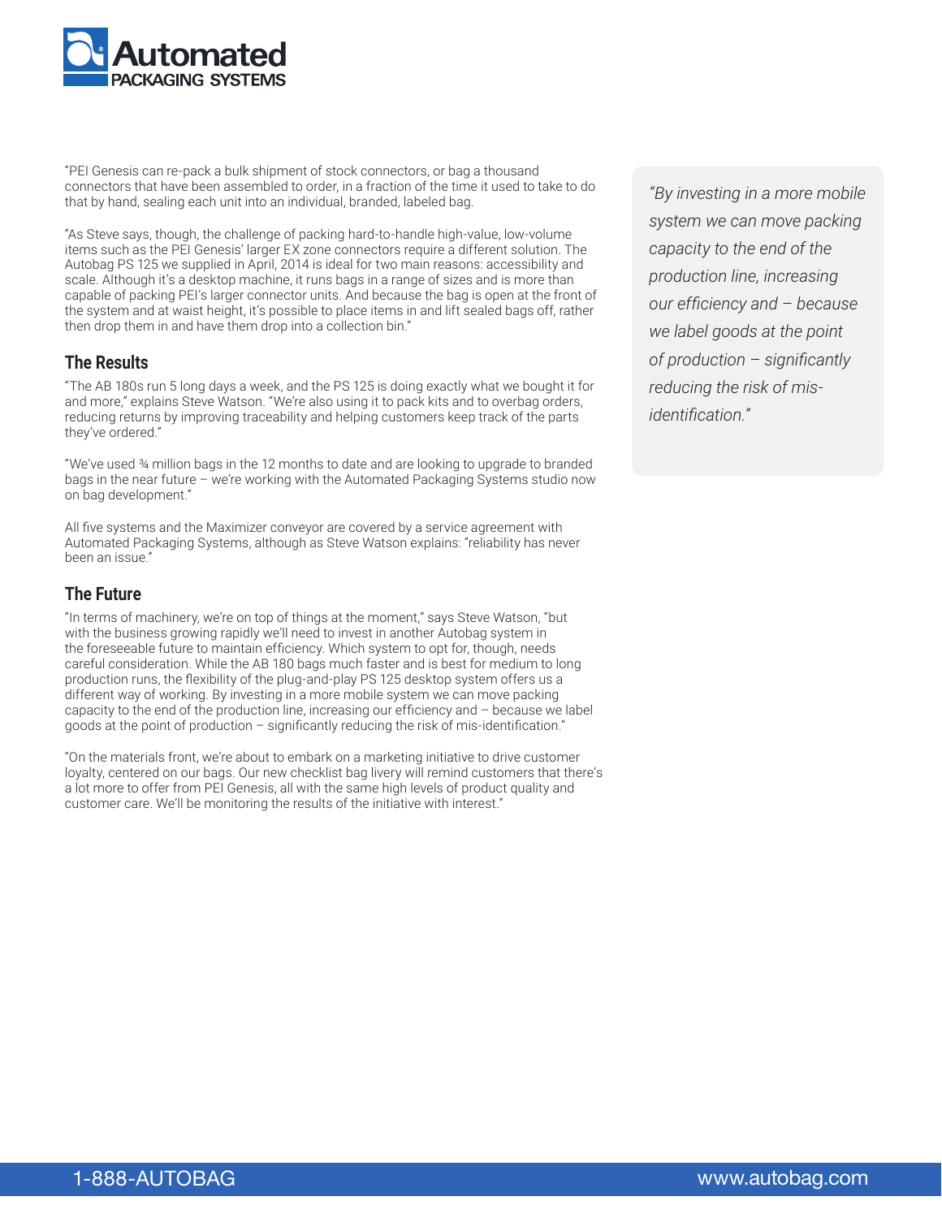"PEI Genesis can re-pack a bulk shipment of stock connectors, or bag a thousand connectors that have been assembled to order, in a fraction of the time it used to take to do that by hand, sealing each unit into an individual, branded, labeled bag.

"As Steve says, though, the challenge of packing hard-to-handle high-value, low-volume items such as the PEI Genesis' larger EX zone connectors require a different solution. The Autobag PS 125 we supplied in April, 2014 is ideal for two main reasons: accessibility and scale. Although it's a desktop machine, it runs bags in a range of sizes and is more than capable of packing PEI's larger connector units. And because the bag is open at the front of the system and at waist height, it's possible to place items in and lift sealed bags off, rather then drop them in and have them drop into a collection bin."

## The Results

"The AB 180s run 5 long days a week, and the PS 125 is doing exactly what we bought it for and more," explains Steve Watson. "We're also using it to pack kits and to overbag orders, reducing returns by improving traceability and helping customers keep track of the parts they've ordered."

"We've used ¾ million bags in the 12 months to date and are looking to upgrade to branded bags in the near future – we're working with the Automated Packaging Systems studio now on bag development."

All five systems and the Maximizer conveyor are covered by a service agreement with Automated Packaging Systems, although as Steve Watson explains: "reliability has never been an issue."

## The Future

"In terms of machinery, we're on top of things at the moment," says Steve Watson, "but with the business growing rapidly we'll need to invest in another Autobag system in the foreseeable future to maintain efficiency. Which system to opt for, though, needs careful consideration. While the AB 180 bags much faster and is best for medium to long production runs, the flexibility of the plug-and-play PS 125 desktop system offers us a different way of working. By investing in a more mobile system we can move packing capacity to the end of the production line, increasing our efficiency and – because we label goods at the point of production – significantly reducing the risk of mis-identification."

"On the materials front, we're about to embark on a marketing initiative to drive customer loyalty, centered on our bags. Our new checklist bag livery will remind customers that there's a lot more to offer from PEI Genesis, all with the same high levels of product quality and customer care. We'll be monitoring the results of the initiative with interest."

*"By investing in a more mobile system we can move packing capacity to the end of the production line, increasing our efficiency and – because we label goods at the point of production – significantly reducing the risk of mis-identification."*